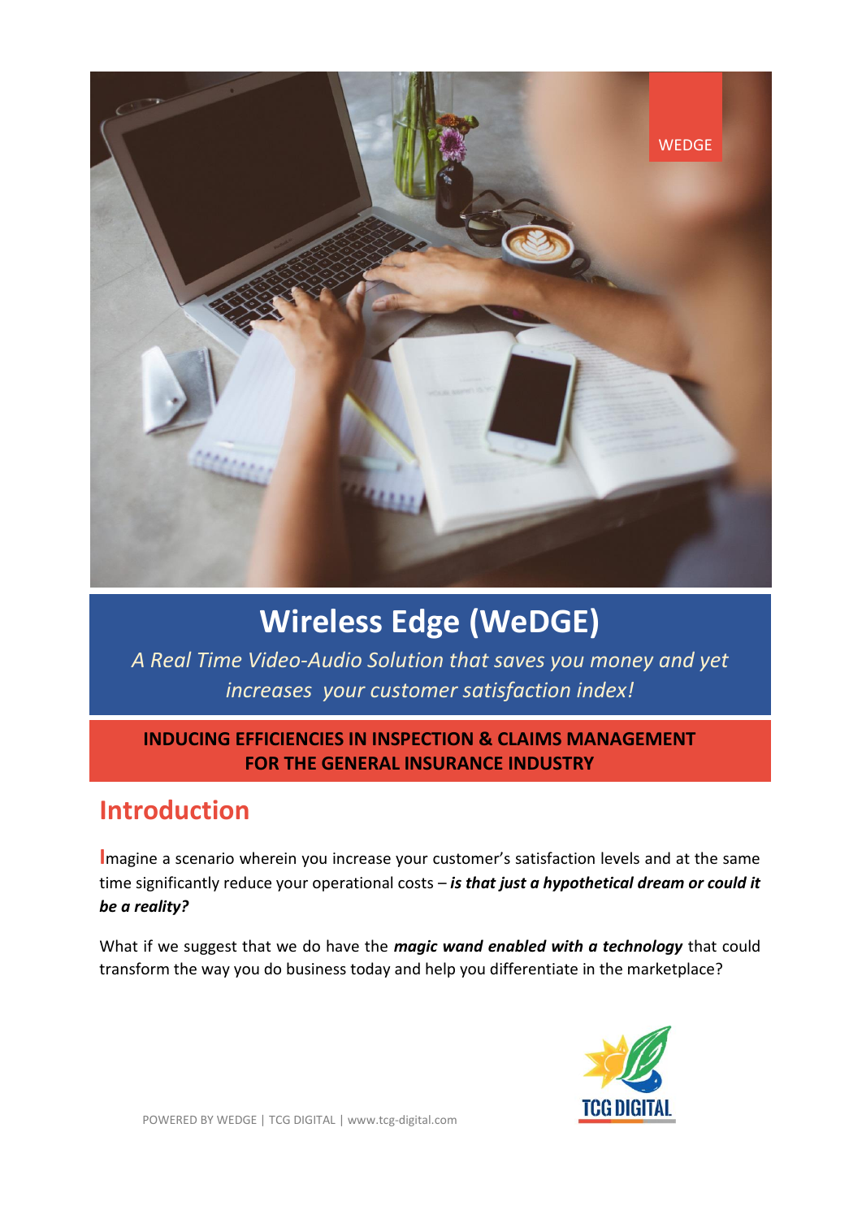WEDGE

# Wireless Edge (WeDGE)

*A Real Time Video-Audio Solution that saves you money and yet increases your customer satisfaction index!*

**INDUCING EFFICIENCIES IN INSPECTION & CLAIMS MANAGEMENT FOR THE GENERAL INSURANCE INDUSTRY**

## Introduction

Imagine a scenario wherein you increase your customer's satisfaction levels and at the same time significantly reduce your operational costs – ***is that just a hypothetical dream or could it be a reality?***

What if we suggest that we do have the ***magic wand enabled with a technology*** that could transform the way you do business today and help you differentiate in the marketplace?

POWERED BY WEDGE | TCG DIGITAL | www.tcg-digital.com

TCG DIGITAL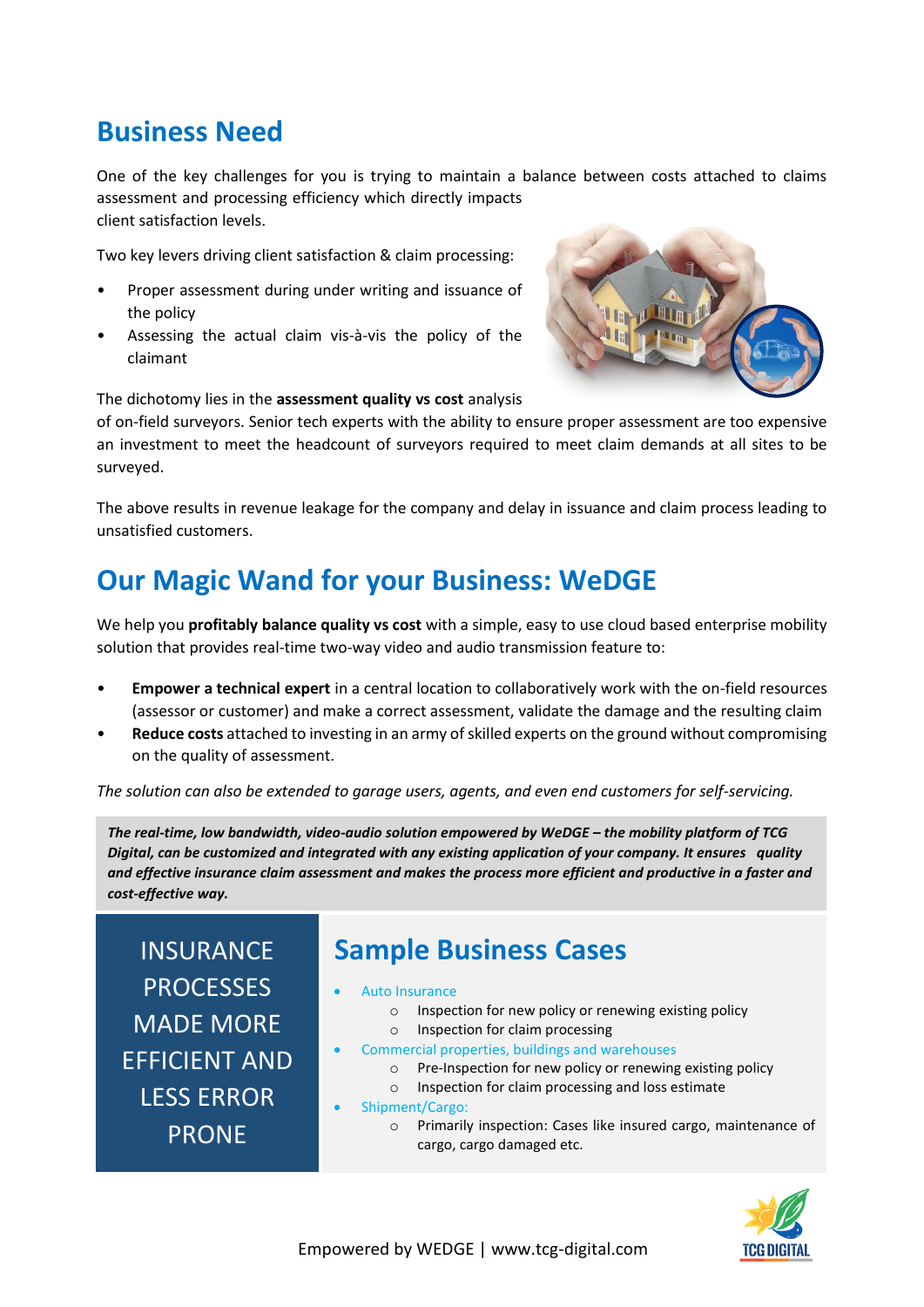## Business Need

One of the key challenges for you is trying to maintain a balance between costs attached to claims assessment and processing efficiency which directly impacts client satisfaction levels.

Two key levers driving client satisfaction & claim processing:

- Proper assessment during under writing and issuance of the policy
- Assessing the actual claim vis-à-vis the policy of the claimant

The dichotomy lies in the **assessment quality vs cost** analysis of on-field surveyors. Senior tech experts with the ability to ensure proper assessment are too expensive an investment to meet the headcount of surveyors required to meet claim demands at all sites to be surveyed.

The above results in revenue leakage for the company and delay in issuance and claim process leading to unsatisfied customers.

## Our Magic Wand for your Business: WeDGE

We help you **profitably balance quality vs cost** with a simple, easy to use cloud based enterprise mobility solution that provides real-time two-way video and audio transmission feature to:

- **Empower a technical expert** in a central location to collaboratively work with the on-field resources (assessor or customer) and make a correct assessment, validate the damage and the resulting claim
- **Reduce costs** attached to investing in an army of skilled experts on the ground without compromising on the quality of assessment.

*The solution can also be extended to garage users, agents, and even end customers for self-servicing.*

***The real-time, low bandwidth, video-audio solution empowered by WeDGE – the mobility platform of TCG Digital, can be customized and integrated with any existing application of your company. It ensures quality and effective insurance claim assessment and makes the process more efficient and productive in a faster and cost-effective way.***

INSURANCE PROCESSES MADE MORE EFFICIENT AND LESS ERROR PRONE

## Sample Business Cases

- Auto Insurance
  - Inspection for new policy or renewing existing policy
  - Inspection for claim processing
- Commercial properties, buildings and warehouses
  - Pre-Inspection for new policy or renewing existing policy
  - Inspection for claim processing and loss estimate
- Shipment/Cargo:
  - Primarily inspection: Cases like insured cargo, maintenance of cargo, cargo damaged etc.

Empowered by WEDGE | www.tcg-digital.com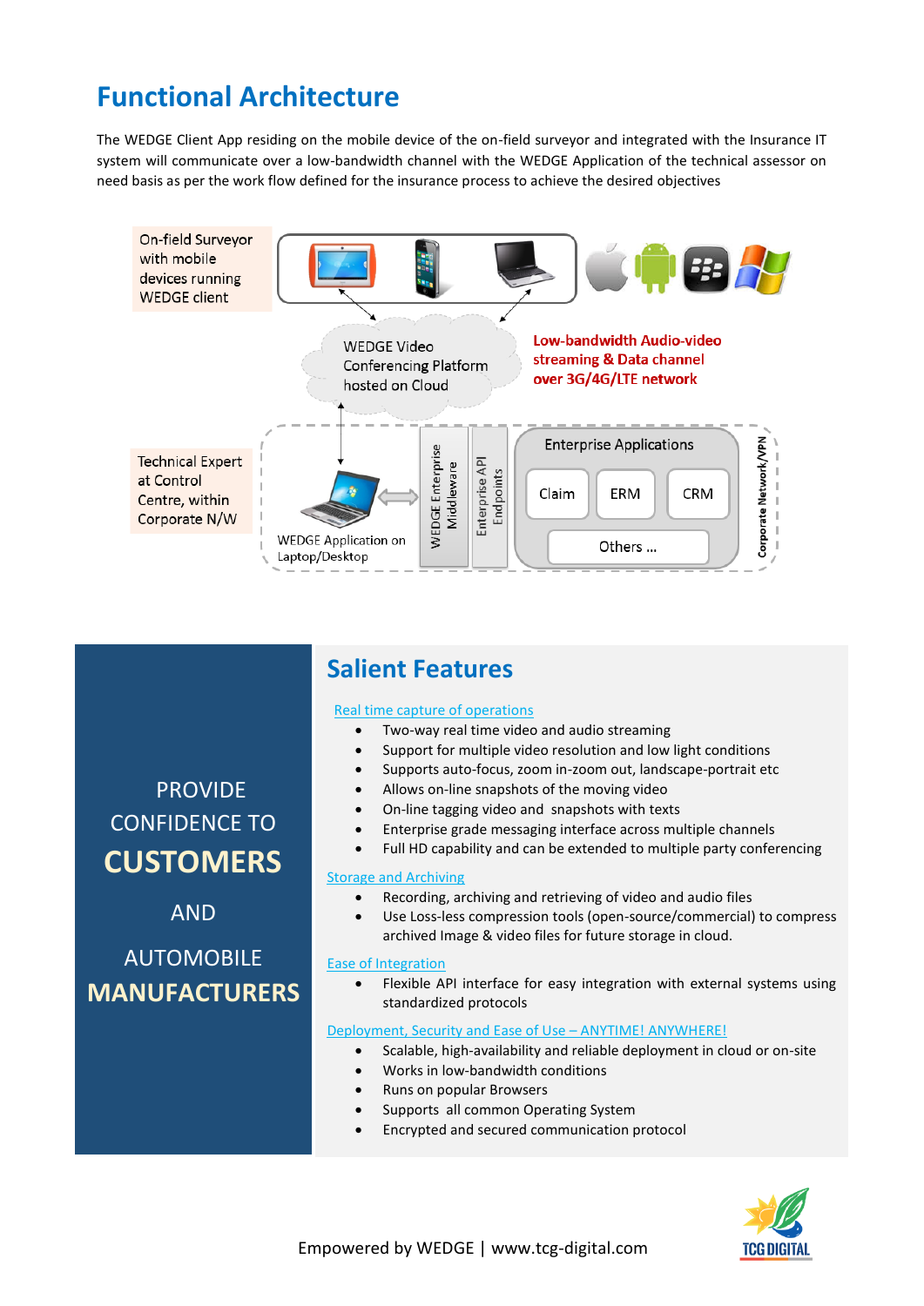# Functional Architecture

The WEDGE Client App residing on the mobile device of the on-field surveyor and integrated with the Insurance IT system will communicate over a low-bandwidth channel with the WEDGE Application of the technical assessor on need basis as per the work flow defined for the insurance process to achieve the desired objectives

On-field Surveyor with mobile devices running WEDGE client

WEDGE Video Conferencing Platform hosted on Cloud

**Low-bandwidth Audio-video streaming & Data channel over 3G/4G/LTE network**

Technical Expert at Control Centre, within Corporate N/W

WEDGE Application on Laptop/Desktop

WEDGE Enterprise Middleware

Enterprise API Endpoints

Enterprise Applications

Claim | ERM | CRM | Others ...

Corporate Network/VPN

PROVIDE CONFIDENCE TO **CUSTOMERS** AND AUTOMOBILE **MANUFACTURERS**

## Salient Features

Real time capture of operations

- Two-way real time video and audio streaming
- Support for multiple video resolution and low light conditions
- Supports auto-focus, zoom in-zoom out, landscape-portrait etc
- Allows on-line snapshots of the moving video
- On-line tagging video and snapshots with texts
- Enterprise grade messaging interface across multiple channels
- Full HD capability and can be extended to multiple party conferencing

Storage and Archiving

- Recording, archiving and retrieving of video and audio files
- Use Loss-less compression tools (open-source/commercial) to compress archived Image & video files for future storage in cloud.

Ease of Integration

- Flexible API interface for easy integration with external systems using standardized protocols

Deployment, Security and Ease of Use – ANYTIME! ANYWHERE!

- Scalable, high-availability and reliable deployment in cloud or on-site
- Works in low-bandwidth conditions
- Runs on popular Browsers
- Supports all common Operating System
- Encrypted and secured communication protocol

Empowered by WEDGE | www.tcg-digital.com

TCG DIGITAL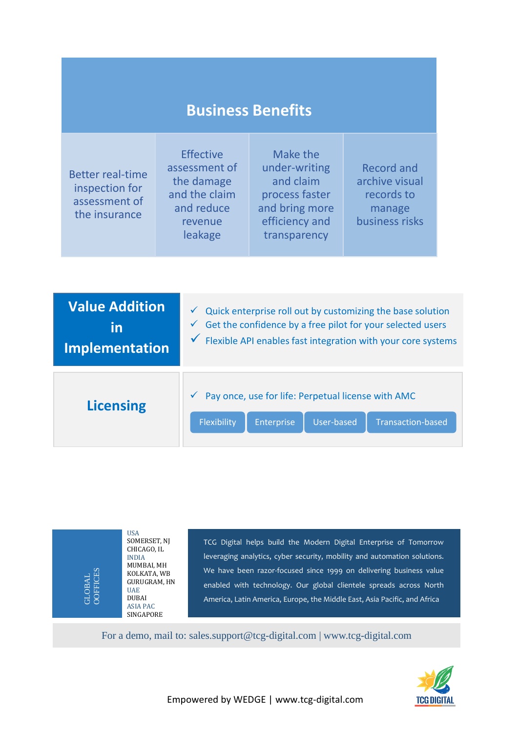## Business Benefits

| | | | |
|---|---|---|---|
| Better real-time inspection for assessment of the insurance | Effective assessment of the damage and the claim and reduce revenue leakage | Make the under-writing and claim process faster and bring more efficiency and transparency | Record and archive visual records to manage business risks |

## Value Addition in Implementation

- ✓ Quick enterprise roll out by customizing the base solution
- ✓ Get the confidence by a free pilot for your selected users
- ✓ Flexible API enables fast integration with your core systems

## Licensing

- ✓ Pay once, use for life: Perpetual license with AMC

Flexibility | Enterprise | User-based | Transaction-based

GLOBAL OOFFICES

USA
SOMERSET, NJ
CHICAGO, IL
INDIA
MUMBAI, MH
KOLKATA, WB
GURUGRAM, HN
UAE
DUBAI
ASIA PAC
SINGAPORE

TCG Digital helps build the Modern Digital Enterprise of Tomorrow leveraging analytics, cyber security, mobility and automation solutions. We have been razor-focused since 1999 on delivering business value enabled with technology. Our global clientele spreads across North America, Latin America, Europe, the Middle East, Asia Pacific, and Africa

For a demo, mail to: sales.support@tcg-digital.com | www.tcg-digital.com

Empowered by WEDGE | www.tcg-digital.com

TCG DIGITAL